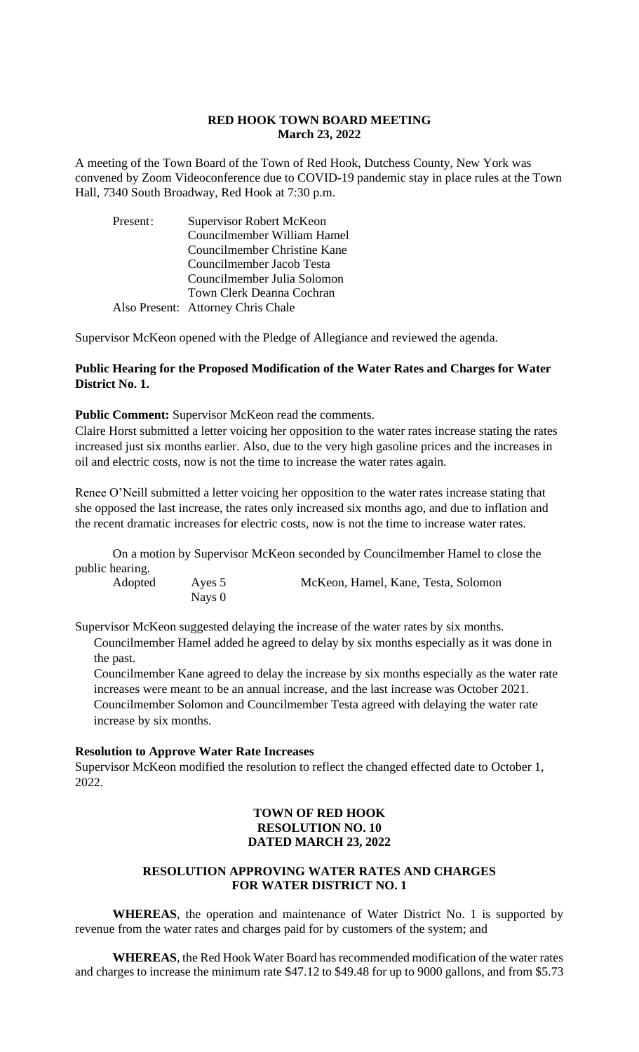# RED HOOK TOWN BOARD MEETING
**March 23, 2022**

A meeting of the Town Board of the Town of Red Hook, Dutchess County, New York was convened by Zoom Videoconference due to COVID-19 pandemic stay in place rules at the Town Hall, 7340 South Broadway, Red Hook at 7:30 p.m.

Present: Supervisor Robert McKeon
Councilmember William Hamel
Councilmember Christine Kane
Councilmember Jacob Testa
Councilmember Julia Solomon
Town Clerk Deanna Cochran
Also Present: Attorney Chris Chale

Supervisor McKeon opened with the Pledge of Allegiance and reviewed the agenda.

**Public Hearing for the Proposed Modification of the Water Rates and Charges for Water District No. 1.**

**Public Comment:** Supervisor McKeon read the comments.

Claire Horst submitted a letter voicing her opposition to the water rates increase stating the rates increased just six months earlier. Also, due to the very high gasoline prices and the increases in oil and electric costs, now is not the time to increase the water rates again.

Renee O'Neill submitted a letter voicing her opposition to the water rates increase stating that she opposed the last increase, the rates only increased six months ago, and due to inflation and the recent dramatic increases for electric costs, now is not the time to increase water rates.

On a motion by Supervisor McKeon seconded by Councilmember Hamel to close the public hearing.

Adopted Ayes 5 McKeon, Hamel, Kane, Testa, Solomon
Nays 0

Supervisor McKeon suggested delaying the increase of the water rates by six months.

Councilmember Hamel added he agreed to delay by six months especially as it was done in the past.

Councilmember Kane agreed to delay the increase by six months especially as the water rate increases were meant to be an annual increase, and the last increase was October 2021.

Councilmember Solomon and Councilmember Testa agreed with delaying the water rate increase by six months.

**Resolution to Approve Water Rate Increases**

Supervisor McKeon modified the resolution to reflect the changed effected date to October 1, 2022.

**TOWN OF RED HOOK**
**RESOLUTION NO. 10**
**DATED MARCH 23, 2022**

**RESOLUTION APPROVING WATER RATES AND CHARGES FOR WATER DISTRICT NO. 1**

**WHEREAS**, the operation and maintenance of Water District No. 1 is supported by revenue from the water rates and charges paid for by customers of the system; and

**WHEREAS**, the Red Hook Water Board has recommended modification of the water rates and charges to increase the minimum rate \$47.12 to \$49.48 for up to 9000 gallons, and from \$5.73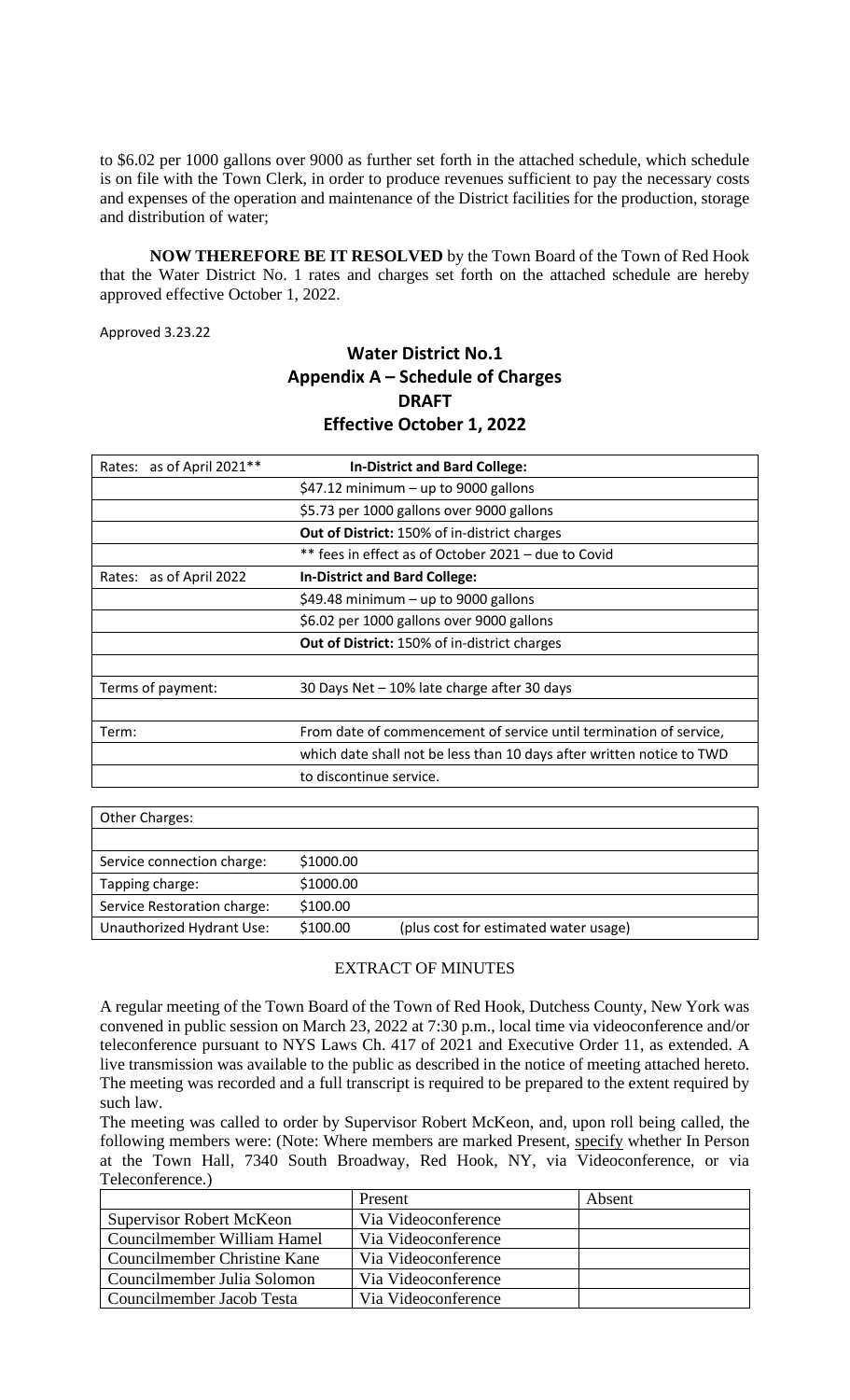to $6.02 per 1000 gallons over 9000 as further set forth in the attached schedule, which schedule is on file with the Town Clerk, in order to produce revenues sufficient to pay the necessary costs and expenses of the operation and maintenance of the District facilities for the production, storage and distribution of water;

**NOW THEREFORE BE IT RESOLVED** by the Town Board of the Town of Red Hook that the Water District No. 1 rates and charges set forth on the attached schedule are hereby approved effective October 1, 2022.

Approved 3.23.22

## Water District No.1
## Appendix A – Schedule of Charges
## DRAFT
## Effective October 1, 2022

| Rates: as of April 2021** | **In-District and Bard College:** |
|---|---|
| | $47.12 minimum – up to 9000 gallons |
| | $5.73 per 1000 gallons over 9000 gallons |
| | **Out of District:** 150% of in-district charges |
| | ** fees in effect as of October 2021 – due to Covid |
| Rates: as of April 2022 | **In-District and Bard College:** |
| | $49.48 minimum – up to 9000 gallons |
| | $6.02 per 1000 gallons over 9000 gallons |
| | **Out of District:** 150% of in-district charges |
| | |
| Terms of payment: | 30 Days Net – 10% late charge after 30 days |
| | |
| Term: | From date of commencement of service until termination of service, |
| | which date shall not be less than 10 days after written notice to TWD |
| | to discontinue service. |

| Other Charges: | | |
|---|---|---|
| | | |
| Service connection charge: | $1000.00 | |
| Tapping charge: | $1000.00 | |
| Service Restoration charge: | $100.00 | |
| Unauthorized Hydrant Use: | $100.00 | (plus cost for estimated water usage) |

EXTRACT OF MINUTES

A regular meeting of the Town Board of the Town of Red Hook, Dutchess County, New York was convened in public session on March 23, 2022 at 7:30 p.m., local time via videoconference and/or teleconference pursuant to NYS Laws Ch. 417 of 2021 and Executive Order 11, as extended. A live transmission was available to the public as described in the notice of meeting attached hereto. The meeting was recorded and a full transcript is required to be prepared to the extent required by such law.

The meeting was called to order by Supervisor Robert McKeon, and, upon roll being called, the following members were: (Note: Where members are marked Present, specify whether In Person at the Town Hall, 7340 South Broadway, Red Hook, NY, via Videoconference, or via Teleconference.)

| | Present | Absent |
|---|---|---|
| Supervisor Robert McKeon | Via Videoconference | |
| Councilmember William Hamel | Via Videoconference | |
| Councilmember Christine Kane | Via Videoconference | |
| Councilmember Julia Solomon | Via Videoconference | |
| Councilmember Jacob Testa | Via Videoconference | |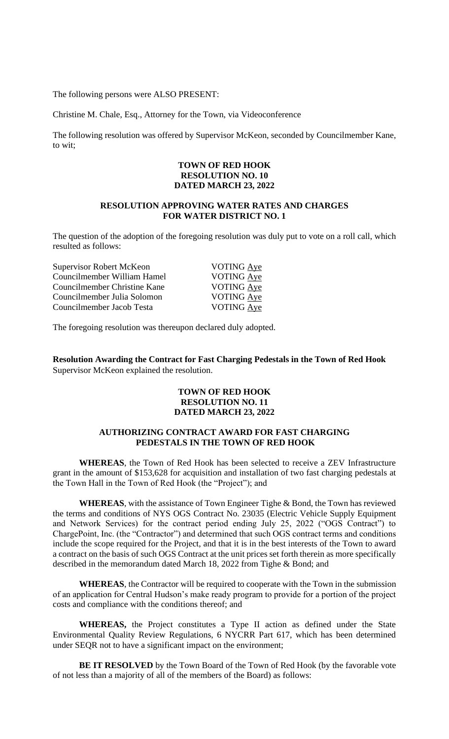The following persons were ALSO PRESENT:

Christine M. Chale, Esq., Attorney for the Town, via Videoconference

The following resolution was offered by Supervisor McKeon, seconded by Councilmember Kane, to wit;

**TOWN OF RED HOOK**
**RESOLUTION NO. 10**
**DATED MARCH 23, 2022**

**RESOLUTION APPROVING WATER RATES AND CHARGES FOR WATER DISTRICT NO. 1**

The question of the adoption of the foregoing resolution was duly put to vote on a roll call, which resulted as follows:

| | |
|---|---|
| Supervisor Robert McKeon | VOTING Aye |
| Councilmember William Hamel | VOTING Aye |
| Councilmember Christine Kane | VOTING Aye |
| Councilmember Julia Solomon | VOTING Aye |
| Councilmember Jacob Testa | VOTING Aye |

The foregoing resolution was thereupon declared duly adopted.

**Resolution Awarding the Contract for Fast Charging Pedestals in the Town of Red Hook**
Supervisor McKeon explained the resolution.

**TOWN OF RED HOOK**
**RESOLUTION NO. 11**
**DATED MARCH 23, 2022**

**AUTHORIZING CONTRACT AWARD FOR FAST CHARGING PEDESTALS IN THE TOWN OF RED HOOK**

**WHEREAS**, the Town of Red Hook has been selected to receive a ZEV Infrastructure grant in the amount of $153,628 for acquisition and installation of two fast charging pedestals at the Town Hall in the Town of Red Hook (the "Project"); and

**WHEREAS**, with the assistance of Town Engineer Tighe & Bond, the Town has reviewed the terms and conditions of NYS OGS Contract No. 23035 (Electric Vehicle Supply Equipment and Network Services) for the contract period ending July 25, 2022 ("OGS Contract") to ChargePoint, Inc. (the "Contractor") and determined that such OGS contract terms and conditions include the scope required for the Project, and that it is in the best interests of the Town to award a contract on the basis of such OGS Contract at the unit prices set forth therein as more specifically described in the memorandum dated March 18, 2022 from Tighe & Bond; and

**WHEREAS**, the Contractor will be required to cooperate with the Town in the submission of an application for Central Hudson's make ready program to provide for a portion of the project costs and compliance with the conditions thereof; and

**WHEREAS,** the Project constitutes a Type II action as defined under the State Environmental Quality Review Regulations, 6 NYCRR Part 617, which has been determined under SEQR not to have a significant impact on the environment;

**BE IT RESOLVED** by the Town Board of the Town of Red Hook (by the favorable vote of not less than a majority of all of the members of the Board) as follows: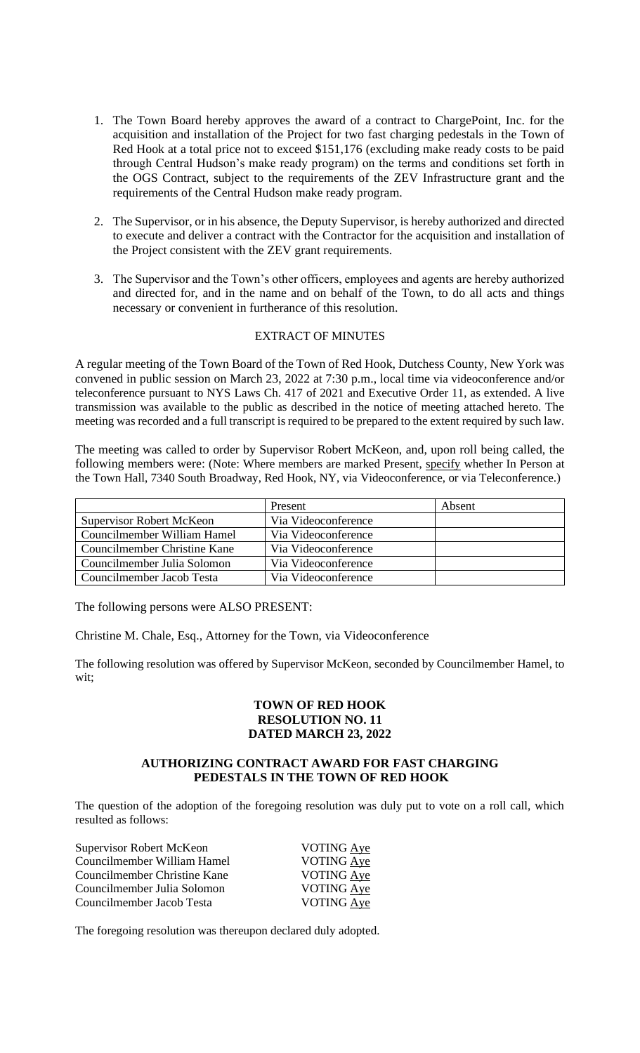1. The Town Board hereby approves the award of a contract to ChargePoint, Inc. for the acquisition and installation of the Project for two fast charging pedestals in the Town of Red Hook at a total price not to exceed $151,176 (excluding make ready costs to be paid through Central Hudson's make ready program) on the terms and conditions set forth in the OGS Contract, subject to the requirements of the ZEV Infrastructure grant and the requirements of the Central Hudson make ready program.

2. The Supervisor, or in his absence, the Deputy Supervisor, is hereby authorized and directed to execute and deliver a contract with the Contractor for the acquisition and installation of the Project consistent with the ZEV grant requirements.

3. The Supervisor and the Town's other officers, employees and agents are hereby authorized and directed for, and in the name and on behalf of the Town, to do all acts and things necessary or convenient in furtherance of this resolution.

EXTRACT OF MINUTES

A regular meeting of the Town Board of the Town of Red Hook, Dutchess County, New York was convened in public session on March 23, 2022 at 7:30 p.m., local time via videoconference and/or teleconference pursuant to NYS Laws Ch. 417 of 2021 and Executive Order 11, as extended. A live transmission was available to the public as described in the notice of meeting attached hereto. The meeting was recorded and a full transcript is required to be prepared to the extent required by such law.

The meeting was called to order by Supervisor Robert McKeon, and, upon roll being called, the following members were: (Note: Where members are marked Present, specify whether In Person at the Town Hall, 7340 South Broadway, Red Hook, NY, via Videoconference, or via Teleconference.)

| | Present | Absent |
|---|---|---|
| Supervisor Robert McKeon | Via Videoconference | |
| Councilmember William Hamel | Via Videoconference | |
| Councilmember Christine Kane | Via Videoconference | |
| Councilmember Julia Solomon | Via Videoconference | |
| Councilmember Jacob Testa | Via Videoconference | |

The following persons were ALSO PRESENT:

Christine M. Chale, Esq., Attorney for the Town, via Videoconference

The following resolution was offered by Supervisor McKeon, seconded by Councilmember Hamel, to wit;

**TOWN OF RED HOOK**
**RESOLUTION NO. 11**
**DATED MARCH 23, 2022**

**AUTHORIZING CONTRACT AWARD FOR FAST CHARGING PEDESTALS IN THE TOWN OF RED HOOK**

The question of the adoption of the foregoing resolution was duly put to vote on a roll call, which resulted as follows:

Supervisor Robert McKeon VOTING Aye
Councilmember William Hamel VOTING Aye
Councilmember Christine Kane VOTING Aye
Councilmember Julia Solomon VOTING Aye
Councilmember Jacob Testa VOTING Aye

The foregoing resolution was thereupon declared duly adopted.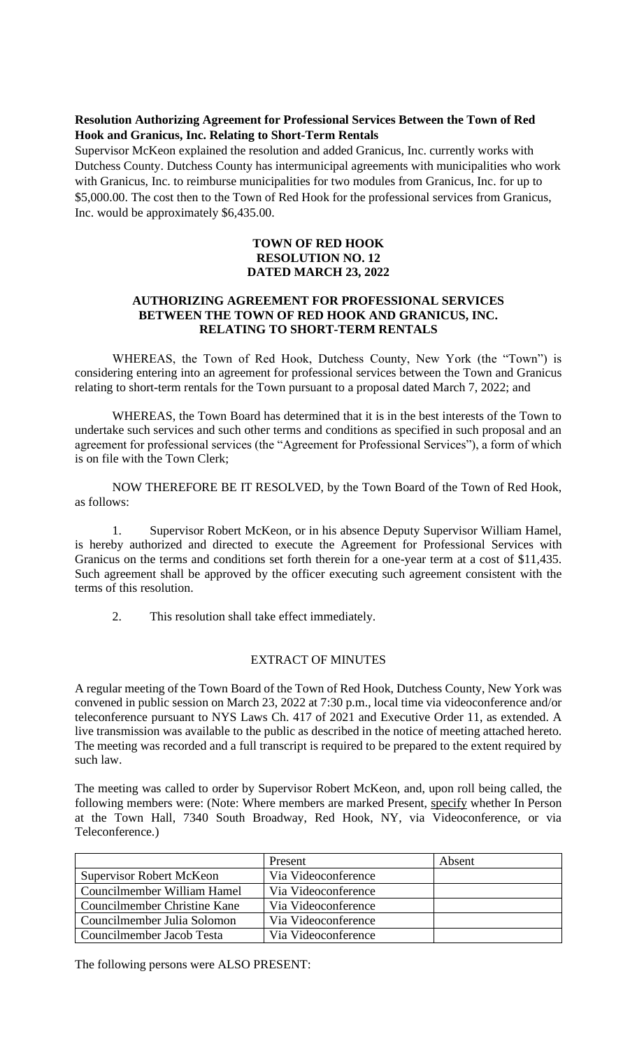**Resolution Authorizing Agreement for Professional Services Between the Town of Red Hook and Granicus, Inc. Relating to Short-Term Rentals**

Supervisor McKeon explained the resolution and added Granicus, Inc. currently works with Dutchess County. Dutchess County has intermunicipal agreements with municipalities who work with Granicus, Inc. to reimburse municipalities for two modules from Granicus, Inc. for up to \$5,000.00. The cost then to the Town of Red Hook for the professional services from Granicus, Inc. would be approximately \$6,435.00.

**TOWN OF RED HOOK**
**RESOLUTION NO. 12**
**DATED MARCH 23, 2022**

**AUTHORIZING AGREEMENT FOR PROFESSIONAL SERVICES BETWEEN THE TOWN OF RED HOOK AND GRANICUS, INC. RELATING TO SHORT-TERM RENTALS**

WHEREAS, the Town of Red Hook, Dutchess County, New York (the "Town") is considering entering into an agreement for professional services between the Town and Granicus relating to short-term rentals for the Town pursuant to a proposal dated March 7, 2022; and

WHEREAS, the Town Board has determined that it is in the best interests of the Town to undertake such services and such other terms and conditions as specified in such proposal and an agreement for professional services (the "Agreement for Professional Services"), a form of which is on file with the Town Clerk;

NOW THEREFORE BE IT RESOLVED, by the Town Board of the Town of Red Hook, as follows:

1. Supervisor Robert McKeon, or in his absence Deputy Supervisor William Hamel, is hereby authorized and directed to execute the Agreement for Professional Services with Granicus on the terms and conditions set forth therein for a one-year term at a cost of \$11,435. Such agreement shall be approved by the officer executing such agreement consistent with the terms of this resolution.

2. This resolution shall take effect immediately.

EXTRACT OF MINUTES

A regular meeting of the Town Board of the Town of Red Hook, Dutchess County, New York was convened in public session on March 23, 2022 at 7:30 p.m., local time via videoconference and/or teleconference pursuant to NYS Laws Ch. 417 of 2021 and Executive Order 11, as extended. A live transmission was available to the public as described in the notice of meeting attached hereto. The meeting was recorded and a full transcript is required to be prepared to the extent required by such law.

The meeting was called to order by Supervisor Robert McKeon, and, upon roll being called, the following members were: (Note: Where members are marked Present, specify whether In Person at the Town Hall, 7340 South Broadway, Red Hook, NY, via Videoconference, or via Teleconference.)

| | Present | Absent |
|---|---|---|
| Supervisor Robert McKeon | Via Videoconference | |
| Councilmember William Hamel | Via Videoconference | |
| Councilmember Christine Kane | Via Videoconference | |
| Councilmember Julia Solomon | Via Videoconference | |
| Councilmember Jacob Testa | Via Videoconference | |

The following persons were ALSO PRESENT: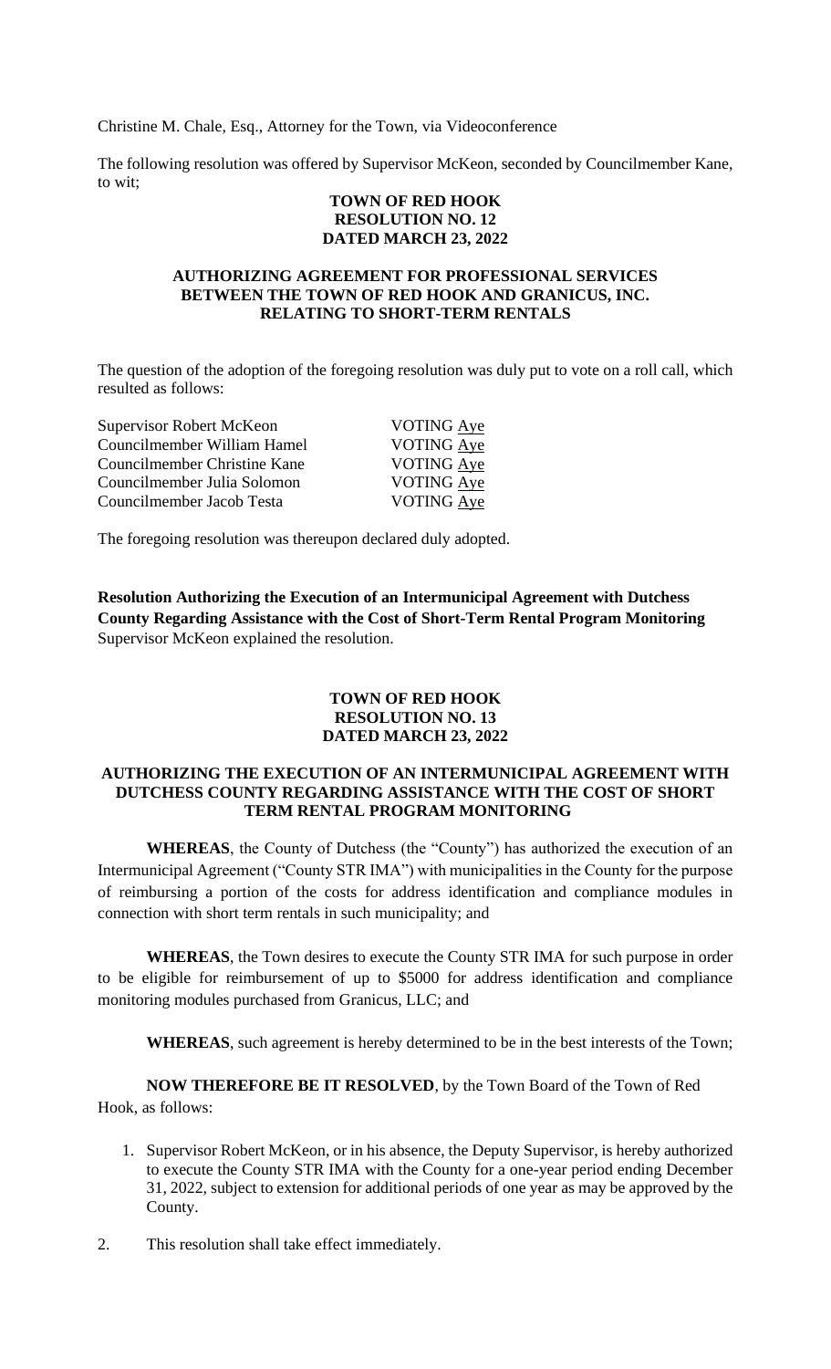Christine M. Chale, Esq., Attorney for the Town, via Videoconference

The following resolution was offered by Supervisor McKeon, seconded by Councilmember Kane, to wit;

**TOWN OF RED HOOK**
**RESOLUTION NO. 12**
**DATED MARCH 23, 2022**

**AUTHORIZING AGREEMENT FOR PROFESSIONAL SERVICES BETWEEN THE TOWN OF RED HOOK AND GRANICUS, INC. RELATING TO SHORT-TERM RENTALS**

The question of the adoption of the foregoing resolution was duly put to vote on a roll call, which resulted as follows:

| | |
|---|---|
| Supervisor Robert McKeon | VOTING Aye |
| Councilmember William Hamel | VOTING Aye |
| Councilmember Christine Kane | VOTING Aye |
| Councilmember Julia Solomon | VOTING Aye |
| Councilmember Jacob Testa | VOTING Aye |

The foregoing resolution was thereupon declared duly adopted.

**Resolution Authorizing the Execution of an Intermunicipal Agreement with Dutchess County Regarding Assistance with the Cost of Short-Term Rental Program Monitoring**
Supervisor McKeon explained the resolution.

**TOWN OF RED HOOK**
**RESOLUTION NO. 13**
**DATED MARCH 23, 2022**

**AUTHORIZING THE EXECUTION OF AN INTERMUNICIPAL AGREEMENT WITH DUTCHESS COUNTY REGARDING ASSISTANCE WITH THE COST OF SHORT TERM RENTAL PROGRAM MONITORING**

**WHEREAS**, the County of Dutchess (the "County") has authorized the execution of an Intermunicipal Agreement ("County STR IMA") with municipalities in the County for the purpose of reimbursing a portion of the costs for address identification and compliance modules in connection with short term rentals in such municipality; and

**WHEREAS**, the Town desires to execute the County STR IMA for such purpose in order to be eligible for reimbursement of up to $5000 for address identification and compliance monitoring modules purchased from Granicus, LLC; and

**WHEREAS**, such agreement is hereby determined to be in the best interests of the Town;

**NOW THEREFORE BE IT RESOLVED**, by the Town Board of the Town of Red Hook, as follows:

1. Supervisor Robert McKeon, or in his absence, the Deputy Supervisor, is hereby authorized to execute the County STR IMA with the County for a one-year period ending December 31, 2022, subject to extension for additional periods of one year as may be approved by the County.
2. This resolution shall take effect immediately.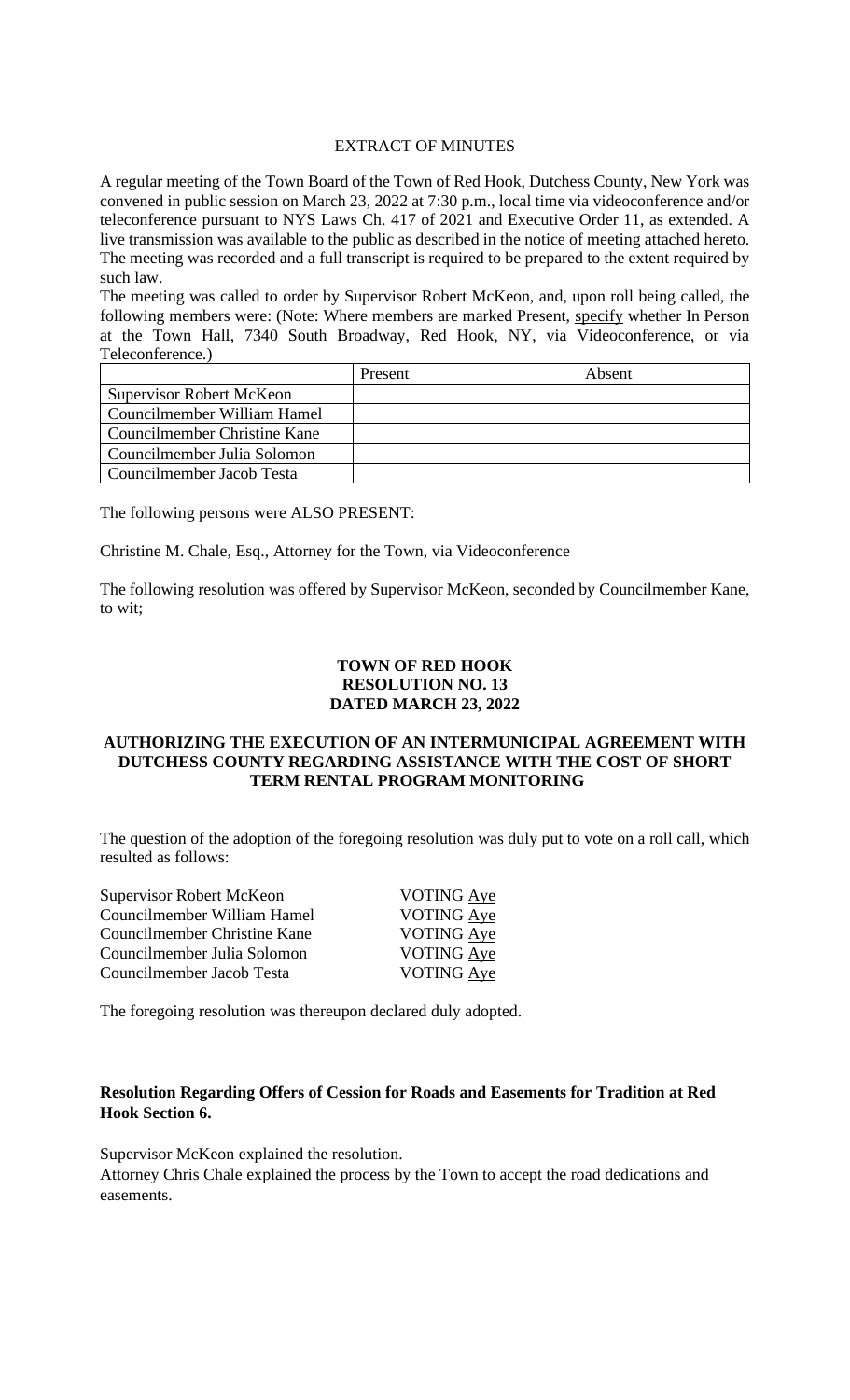EXTRACT OF MINUTES

A regular meeting of the Town Board of the Town of Red Hook, Dutchess County, New York was convened in public session on March 23, 2022 at 7:30 p.m., local time via videoconference and/or teleconference pursuant to NYS Laws Ch. 417 of 2021 and Executive Order 11, as extended. A live transmission was available to the public as described in the notice of meeting attached hereto. The meeting was recorded and a full transcript is required to be prepared to the extent required by such law.

The meeting was called to order by Supervisor Robert McKeon, and, upon roll being called, the following members were: (Note: Where members are marked Present, specify whether In Person at the Town Hall, 7340 South Broadway, Red Hook, NY, via Videoconference, or via Teleconference.)

| | Present | Absent |
|---|---|---|
| Supervisor Robert McKeon | | |
| Councilmember William Hamel | | |
| Councilmember Christine Kane | | |
| Councilmember Julia Solomon | | |
| Councilmember Jacob Testa | | |

The following persons were ALSO PRESENT:

Christine M. Chale, Esq., Attorney for the Town, via Videoconference

The following resolution was offered by Supervisor McKeon, seconded by Councilmember Kane, to wit;

**TOWN OF RED HOOK**
**RESOLUTION NO. 13**
**DATED MARCH 23, 2022**

**AUTHORIZING THE EXECUTION OF AN INTERMUNICIPAL AGREEMENT WITH DUTCHESS COUNTY REGARDING ASSISTANCE WITH THE COST OF SHORT TERM RENTAL PROGRAM MONITORING**

The question of the adoption of the foregoing resolution was duly put to vote on a roll call, which resulted as follows:

Supervisor Robert McKeon VOTING Aye
Councilmember William Hamel VOTING Aye
Councilmember Christine Kane VOTING Aye
Councilmember Julia Solomon VOTING Aye
Councilmember Jacob Testa VOTING Aye

The foregoing resolution was thereupon declared duly adopted.

**Resolution Regarding Offers of Cession for Roads and Easements for Tradition at Red Hook Section 6.**

Supervisor McKeon explained the resolution.
Attorney Chris Chale explained the process by the Town to accept the road dedications and easements.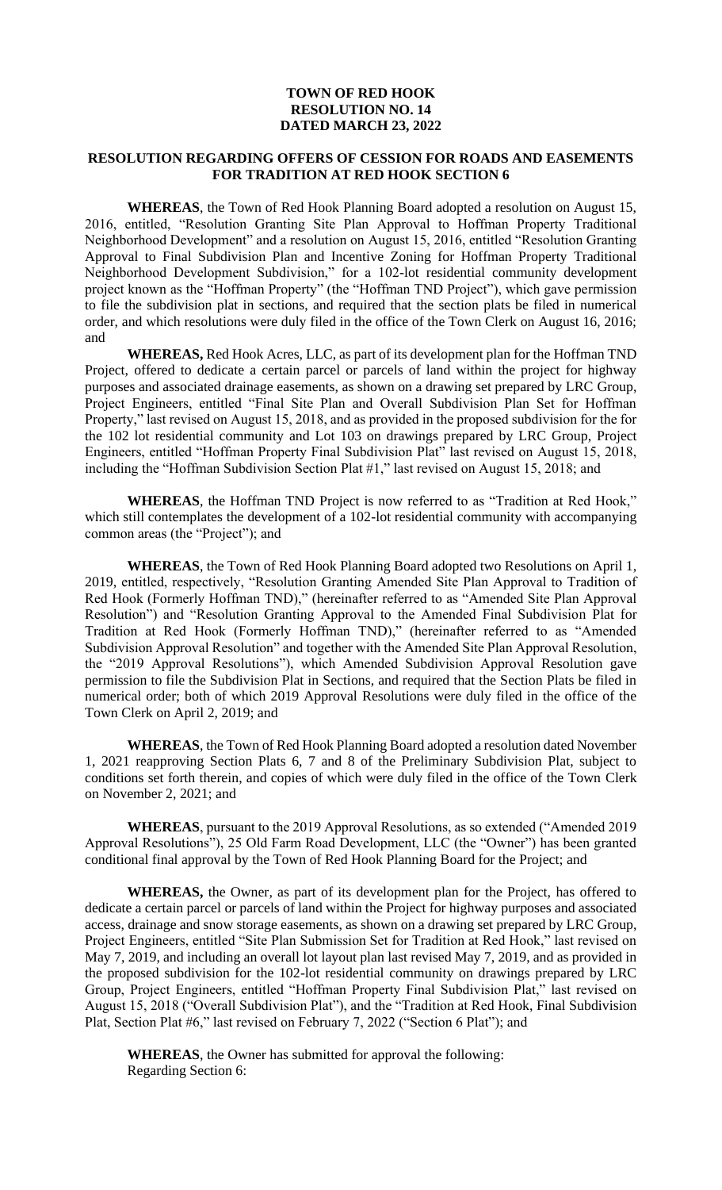**TOWN OF RED HOOK**
**RESOLUTION NO. 14**
**DATED MARCH 23, 2022**

**RESOLUTION REGARDING OFFERS OF CESSION FOR ROADS AND EASEMENTS FOR TRADITION AT RED HOOK SECTION 6**

**WHEREAS**, the Town of Red Hook Planning Board adopted a resolution on August 15, 2016, entitled, "Resolution Granting Site Plan Approval to Hoffman Property Traditional Neighborhood Development" and a resolution on August 15, 2016, entitled "Resolution Granting Approval to Final Subdivision Plan and Incentive Zoning for Hoffman Property Traditional Neighborhood Development Subdivision," for a 102-lot residential community development project known as the "Hoffman Property" (the "Hoffman TND Project"), which gave permission to file the subdivision plat in sections, and required that the section plats be filed in numerical order, and which resolutions were duly filed in the office of the Town Clerk on August 16, 2016; and

**WHEREAS,** Red Hook Acres, LLC, as part of its development plan for the Hoffman TND Project, offered to dedicate a certain parcel or parcels of land within the project for highway purposes and associated drainage easements, as shown on a drawing set prepared by LRC Group, Project Engineers, entitled "Final Site Plan and Overall Subdivision Plan Set for Hoffman Property," last revised on August 15, 2018, and as provided in the proposed subdivision for the for the 102 lot residential community and Lot 103 on drawings prepared by LRC Group, Project Engineers, entitled "Hoffman Property Final Subdivision Plat" last revised on August 15, 2018, including the "Hoffman Subdivision Section Plat #1," last revised on August 15, 2018; and

**WHEREAS**, the Hoffman TND Project is now referred to as "Tradition at Red Hook," which still contemplates the development of a 102-lot residential community with accompanying common areas (the "Project"); and

**WHEREAS**, the Town of Red Hook Planning Board adopted two Resolutions on April 1, 2019, entitled, respectively, "Resolution Granting Amended Site Plan Approval to Tradition of Red Hook (Formerly Hoffman TND)," (hereinafter referred to as "Amended Site Plan Approval Resolution") and "Resolution Granting Approval to the Amended Final Subdivision Plat for Tradition at Red Hook (Formerly Hoffman TND)," (hereinafter referred to as "Amended Subdivision Approval Resolution" and together with the Amended Site Plan Approval Resolution, the "2019 Approval Resolutions"), which Amended Subdivision Approval Resolution gave permission to file the Subdivision Plat in Sections, and required that the Section Plats be filed in numerical order; both of which 2019 Approval Resolutions were duly filed in the office of the Town Clerk on April 2, 2019; and

**WHEREAS**, the Town of Red Hook Planning Board adopted a resolution dated November 1, 2021 reapproving Section Plats 6, 7 and 8 of the Preliminary Subdivision Plat, subject to conditions set forth therein, and copies of which were duly filed in the office of the Town Clerk on November 2, 2021; and

**WHEREAS**, pursuant to the 2019 Approval Resolutions, as so extended ("Amended 2019 Approval Resolutions"), 25 Old Farm Road Development, LLC (the "Owner") has been granted conditional final approval by the Town of Red Hook Planning Board for the Project; and

**WHEREAS,** the Owner, as part of its development plan for the Project, has offered to dedicate a certain parcel or parcels of land within the Project for highway purposes and associated access, drainage and snow storage easements, as shown on a drawing set prepared by LRC Group, Project Engineers, entitled "Site Plan Submission Set for Tradition at Red Hook," last revised on May 7, 2019, and including an overall lot layout plan last revised May 7, 2019, and as provided in the proposed subdivision for the 102-lot residential community on drawings prepared by LRC Group, Project Engineers, entitled "Hoffman Property Final Subdivision Plat," last revised on August 15, 2018 ("Overall Subdivision Plat"), and the "Tradition at Red Hook, Final Subdivision Plat, Section Plat #6," last revised on February 7, 2022 ("Section 6 Plat"); and

**WHEREAS**, the Owner has submitted for approval the following:
Regarding Section 6: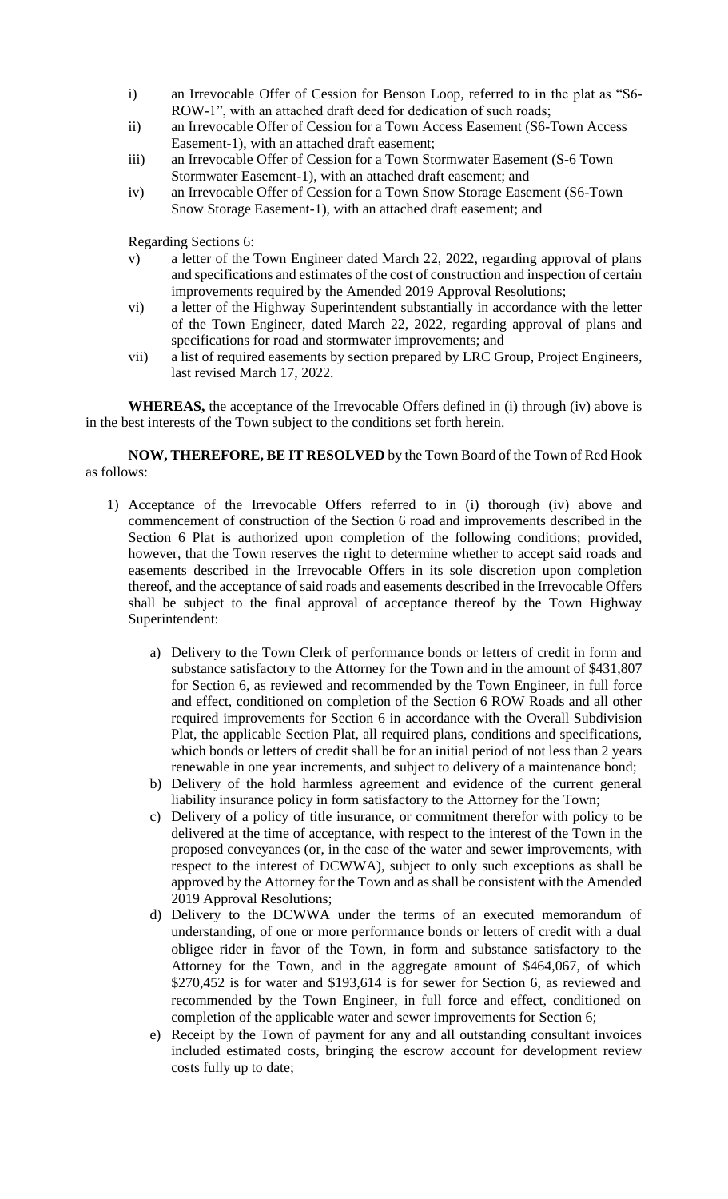i) an Irrevocable Offer of Cession for Benson Loop, referred to in the plat as "S6-ROW-1", with an attached draft deed for dedication of such roads;

ii) an Irrevocable Offer of Cession for a Town Access Easement (S6-Town Access Easement-1), with an attached draft easement;

iii) an Irrevocable Offer of Cession for a Town Stormwater Easement (S-6 Town Stormwater Easement-1), with an attached draft easement; and

iv) an Irrevocable Offer of Cession for a Town Snow Storage Easement (S6-Town Snow Storage Easement-1), with an attached draft easement; and

Regarding Sections 6:

v) a letter of the Town Engineer dated March 22, 2022, regarding approval of plans and specifications and estimates of the cost of construction and inspection of certain improvements required by the Amended 2019 Approval Resolutions;

vi) a letter of the Highway Superintendent substantially in accordance with the letter of the Town Engineer, dated March 22, 2022, regarding approval of plans and specifications for road and stormwater improvements; and

vii) a list of required easements by section prepared by LRC Group, Project Engineers, last revised March 17, 2022.

**WHEREAS,** the acceptance of the Irrevocable Offers defined in (i) through (iv) above is in the best interests of the Town subject to the conditions set forth herein.

**NOW, THEREFORE, BE IT RESOLVED** by the Town Board of the Town of Red Hook as follows:

1) Acceptance of the Irrevocable Offers referred to in (i) thorough (iv) above and commencement of construction of the Section 6 road and improvements described in the Section 6 Plat is authorized upon completion of the following conditions; provided, however, that the Town reserves the right to determine whether to accept said roads and easements described in the Irrevocable Offers in its sole discretion upon completion thereof, and the acceptance of said roads and easements described in the Irrevocable Offers shall be subject to the final approval of acceptance thereof by the Town Highway Superintendent:

   a) Delivery to the Town Clerk of performance bonds or letters of credit in form and substance satisfactory to the Attorney for the Town and in the amount of $431,807 for Section 6, as reviewed and recommended by the Town Engineer, in full force and effect, conditioned on completion of the Section 6 ROW Roads and all other required improvements for Section 6 in accordance with the Overall Subdivision Plat, the applicable Section Plat, all required plans, conditions and specifications, which bonds or letters of credit shall be for an initial period of not less than 2 years renewable in one year increments, and subject to delivery of a maintenance bond;

   b) Delivery of the hold harmless agreement and evidence of the current general liability insurance policy in form satisfactory to the Attorney for the Town;

   c) Delivery of a policy of title insurance, or commitment therefor with policy to be delivered at the time of acceptance, with respect to the interest of the Town in the proposed conveyances (or, in the case of the water and sewer improvements, with respect to the interest of DCWWA), subject to only such exceptions as shall be approved by the Attorney for the Town and as shall be consistent with the Amended 2019 Approval Resolutions;

   d) Delivery to the DCWWA under the terms of an executed memorandum of understanding, of one or more performance bonds or letters of credit with a dual obligee rider in favor of the Town, in form and substance satisfactory to the Attorney for the Town, and in the aggregate amount of $464,067, of which $270,452 is for water and $193,614 is for sewer for Section 6, as reviewed and recommended by the Town Engineer, in full force and effect, conditioned on completion of the applicable water and sewer improvements for Section 6;

   e) Receipt by the Town of payment for any and all outstanding consultant invoices included estimated costs, bringing the escrow account for development review costs fully up to date;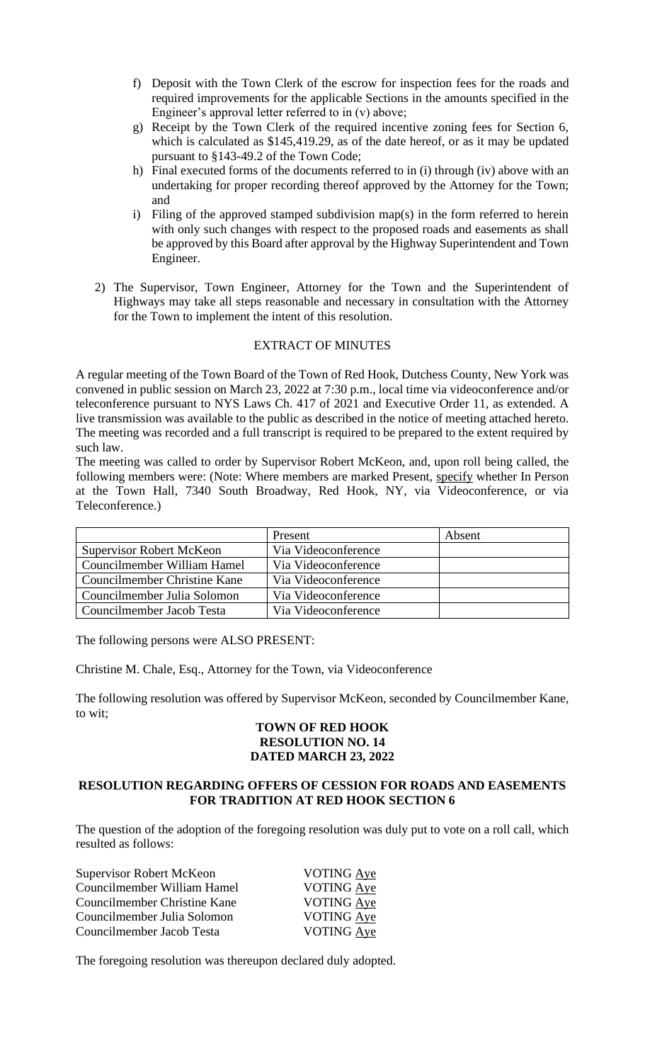f) Deposit with the Town Clerk of the escrow for inspection fees for the roads and required improvements for the applicable Sections in the amounts specified in the Engineer's approval letter referred to in (v) above;
g) Receipt by the Town Clerk of the required incentive zoning fees for Section 6, which is calculated as $145,419.29, as of the date hereof, or as it may be updated pursuant to §143-49.2 of the Town Code;
h) Final executed forms of the documents referred to in (i) through (iv) above with an undertaking for proper recording thereof approved by the Attorney for the Town; and
i) Filing of the approved stamped subdivision map(s) in the form referred to herein with only such changes with respect to the proposed roads and easements as shall be approved by this Board after approval by the Highway Superintendent and Town Engineer.

2) The Supervisor, Town Engineer, Attorney for the Town and the Superintendent of Highways may take all steps reasonable and necessary in consultation with the Attorney for the Town to implement the intent of this resolution.

EXTRACT OF MINUTES

A regular meeting of the Town Board of the Town of Red Hook, Dutchess County, New York was convened in public session on March 23, 2022 at 7:30 p.m., local time via videoconference and/or teleconference pursuant to NYS Laws Ch. 417 of 2021 and Executive Order 11, as extended. A live transmission was available to the public as described in the notice of meeting attached hereto. The meeting was recorded and a full transcript is required to be prepared to the extent required by such law.

The meeting was called to order by Supervisor Robert McKeon, and, upon roll being called, the following members were: (Note: Where members are marked Present, specify whether In Person at the Town Hall, 7340 South Broadway, Red Hook, NY, via Videoconference, or via Teleconference.)

| | Present | Absent |
|---|---|---|
| Supervisor Robert McKeon | Via Videoconference | |
| Councilmember William Hamel | Via Videoconference | |
| Councilmember Christine Kane | Via Videoconference | |
| Councilmember Julia Solomon | Via Videoconference | |
| Councilmember Jacob Testa | Via Videoconference | |

The following persons were ALSO PRESENT:

Christine M. Chale, Esq., Attorney for the Town, via Videoconference

The following resolution was offered by Supervisor McKeon, seconded by Councilmember Kane, to wit;

**TOWN OF RED HOOK**
**RESOLUTION NO. 14**
**DATED MARCH 23, 2022**

**RESOLUTION REGARDING OFFERS OF CESSION FOR ROADS AND EASEMENTS FOR TRADITION AT RED HOOK SECTION 6**

The question of the adoption of the foregoing resolution was duly put to vote on a roll call, which resulted as follows:

Supervisor Robert McKeon VOTING Aye
Councilmember William Hamel VOTING Aye
Councilmember Christine Kane VOTING Aye
Councilmember Julia Solomon VOTING Aye
Councilmember Jacob Testa VOTING Aye

The foregoing resolution was thereupon declared duly adopted.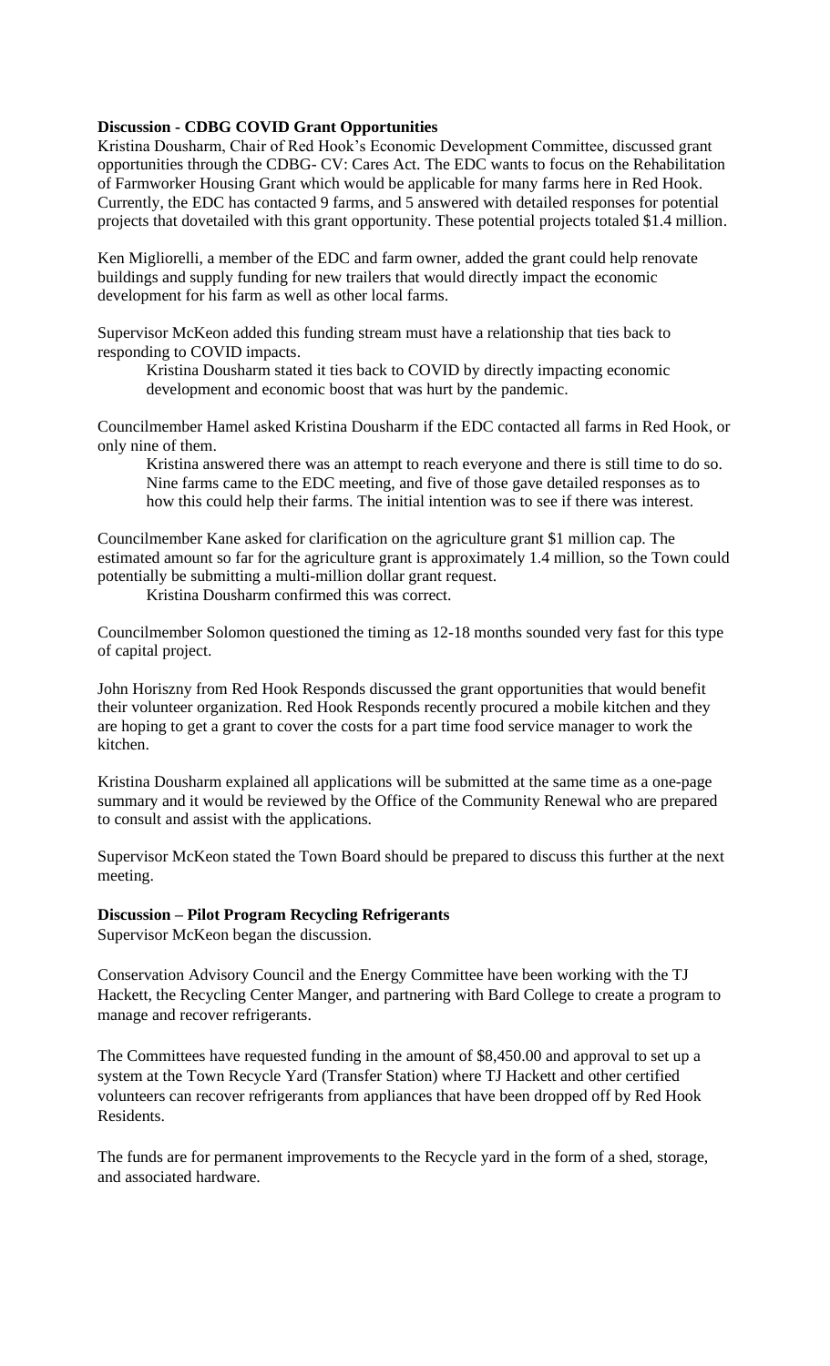**Discussion - CDBG COVID Grant Opportunities**

Kristina Dousharm, Chair of Red Hook's Economic Development Committee, discussed grant opportunities through the CDBG- CV: Cares Act. The EDC wants to focus on the Rehabilitation of Farmworker Housing Grant which would be applicable for many farms here in Red Hook. Currently, the EDC has contacted 9 farms, and 5 answered with detailed responses for potential projects that dovetailed with this grant opportunity. These potential projects totaled $1.4 million.

Ken Migliorelli, a member of the EDC and farm owner, added the grant could help renovate buildings and supply funding for new trailers that would directly impact the economic development for his farm as well as other local farms.

Supervisor McKeon added this funding stream must have a relationship that ties back to responding to COVID impacts.

> Kristina Dousharm stated it ties back to COVID by directly impacting economic development and economic boost that was hurt by the pandemic.

Councilmember Hamel asked Kristina Dousharm if the EDC contacted all farms in Red Hook, or only nine of them.

> Kristina answered there was an attempt to reach everyone and there is still time to do so. Nine farms came to the EDC meeting, and five of those gave detailed responses as to how this could help their farms. The initial intention was to see if there was interest.

Councilmember Kane asked for clarification on the agriculture grant $1 million cap. The estimated amount so far for the agriculture grant is approximately 1.4 million, so the Town could potentially be submitting a multi-million dollar grant request.

> Kristina Dousharm confirmed this was correct.

Councilmember Solomon questioned the timing as 12-18 months sounded very fast for this type of capital project.

John Horiszny from Red Hook Responds discussed the grant opportunities that would benefit their volunteer organization. Red Hook Responds recently procured a mobile kitchen and they are hoping to get a grant to cover the costs for a part time food service manager to work the kitchen.

Kristina Dousharm explained all applications will be submitted at the same time as a one-page summary and it would be reviewed by the Office of the Community Renewal who are prepared to consult and assist with the applications.

Supervisor McKeon stated the Town Board should be prepared to discuss this further at the next meeting.

**Discussion – Pilot Program Recycling Refrigerants**

Supervisor McKeon began the discussion.

Conservation Advisory Council and the Energy Committee have been working with the TJ Hackett, the Recycling Center Manger, and partnering with Bard College to create a program to manage and recover refrigerants.

The Committees have requested funding in the amount of $8,450.00 and approval to set up a system at the Town Recycle Yard (Transfer Station) where TJ Hackett and other certified volunteers can recover refrigerants from appliances that have been dropped off by Red Hook Residents.

The funds are for permanent improvements to the Recycle yard in the form of a shed, storage, and associated hardware.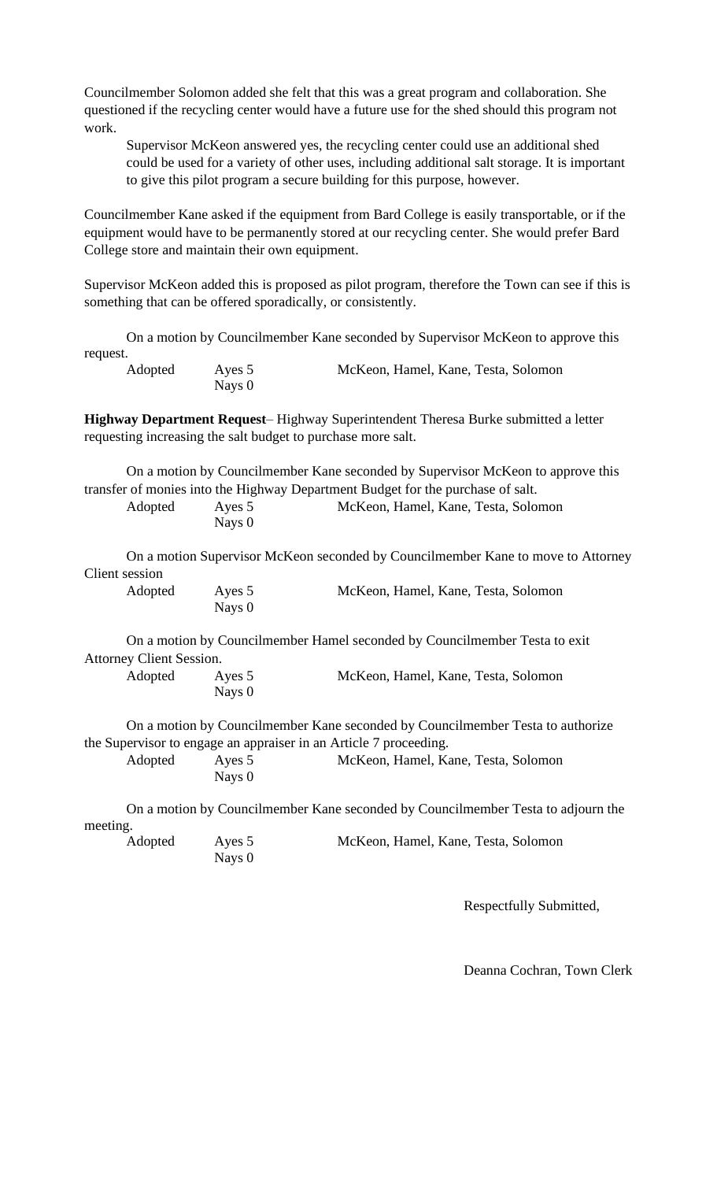Councilmember Solomon added she felt that this was a great program and collaboration. She questioned if the recycling center would have a future use for the shed should this program not work.

Supervisor McKeon answered yes, the recycling center could use an additional shed could be used for a variety of other uses, including additional salt storage. It is important to give this pilot program a secure building for this purpose, however.

Councilmember Kane asked if the equipment from Bard College is easily transportable, or if the equipment would have to be permanently stored at our recycling center. She would prefer Bard College store and maintain their own equipment.

Supervisor McKeon added this is proposed as pilot program, therefore the Town can see if this is something that can be offered sporadically, or consistently.

On a motion by Councilmember Kane seconded by Supervisor McKeon to approve this request.

Adopted Ayes 5 McKeon, Hamel, Kane, Testa, Solomon
Nays 0

**Highway Department Request**– Highway Superintendent Theresa Burke submitted a letter requesting increasing the salt budget to purchase more salt.

On a motion by Councilmember Kane seconded by Supervisor McKeon to approve this transfer of monies into the Highway Department Budget for the purchase of salt.

Adopted Ayes 5 McKeon, Hamel, Kane, Testa, Solomon
Nays 0

On a motion Supervisor McKeon seconded by Councilmember Kane to move to Attorney Client session

Adopted Ayes 5 McKeon, Hamel, Kane, Testa, Solomon
Nays 0

On a motion by Councilmember Hamel seconded by Councilmember Testa to exit Attorney Client Session.

Adopted Ayes 5 McKeon, Hamel, Kane, Testa, Solomon
Nays 0

On a motion by Councilmember Kane seconded by Councilmember Testa to authorize the Supervisor to engage an appraiser in an Article 7 proceeding.

Adopted Ayes 5 McKeon, Hamel, Kane, Testa, Solomon
Nays 0

On a motion by Councilmember Kane seconded by Councilmember Testa to adjourn the meeting.

Adopted Ayes 5 McKeon, Hamel, Kane, Testa, Solomon
Nays 0

Respectfully Submitted,

Deanna Cochran, Town Clerk